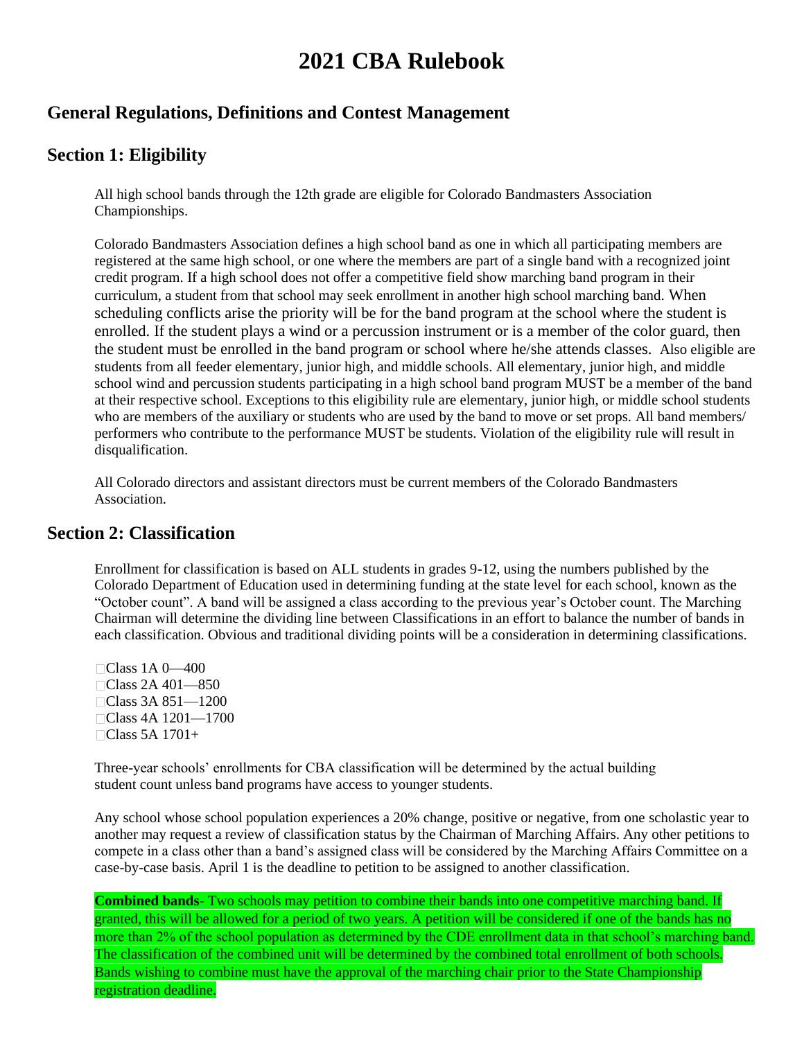# 2021 CBA Rulebook

## General Regulations, Definitions and Contest Management

## Section 1: Eligibility

All high school bands through the 12th grade are eligible for Colorado Bandmasters Association Championships.

Colorado Bandmasters Association defines a high school band as one in which all participating members are registered at the same high school, or one where the members are part of a single band with a recognized joint credit program. If a high school does not offer a competitive field show marching band program in their curriculum, a student from that school may seek enrollment in another high school marching band. When scheduling conflicts arise the priority will be for the band program at the school where the student is enrolled. If the student plays a wind or a percussion instrument or is a member of the color guard, then the student must be enrolled in the band program or school where he/she attends classes. Also eligible are students from all feeder elementary, junior high, and middle schools. All elementary, junior high, and middle school wind and percussion students participating in a high school band program MUST be a member of the band at their respective school. Exceptions to this eligibility rule are elementary, junior high, or middle school students who are members of the auxiliary or students who are used by the band to move or set props. All band members/ performers who contribute to the performance MUST be students. Violation of the eligibility rule will result in disqualification.

All Colorado directors and assistant directors must be current members of the Colorado Bandmasters Association.

## Section 2: Classification

Enrollment for classification is based on ALL students in grades 9-12, using the numbers published by the Colorado Department of Education used in determining funding at the state level for each school, known as the "October count". A band will be assigned a class according to the previous year's October count. The Marching Chairman will determine the dividing line between Classifications in an effort to balance the number of bands in each classification. Obvious and traditional dividing points will be a consideration in determining classifications.

- Class 1A 0—400
- Class 2A 401—850
- Class 3A 851—1200
- Class 4A 1201—1700
- Class 5A 1701+

Three-year schools' enrollments for CBA classification will be determined by the actual building student count unless band programs have access to younger students.

Any school whose school population experiences a 20% change, positive or negative, from one scholastic year to another may request a review of classification status by the Chairman of Marching Affairs. Any other petitions to compete in a class other than a band's assigned class will be considered by the Marching Affairs Committee on a case-by-case basis. April 1 is the deadline to petition to be assigned to another classification.

**Combined bands**- Two schools may petition to combine their bands into one competitive marching band. If granted, this will be allowed for a period of two years. A petition will be considered if one of the bands has no more than 2% of the school population as determined by the CDE enrollment data in that school's marching band. The classification of the combined unit will be determined by the combined total enrollment of both schools. Bands wishing to combine must have the approval of the marching chair prior to the State Championship registration deadline.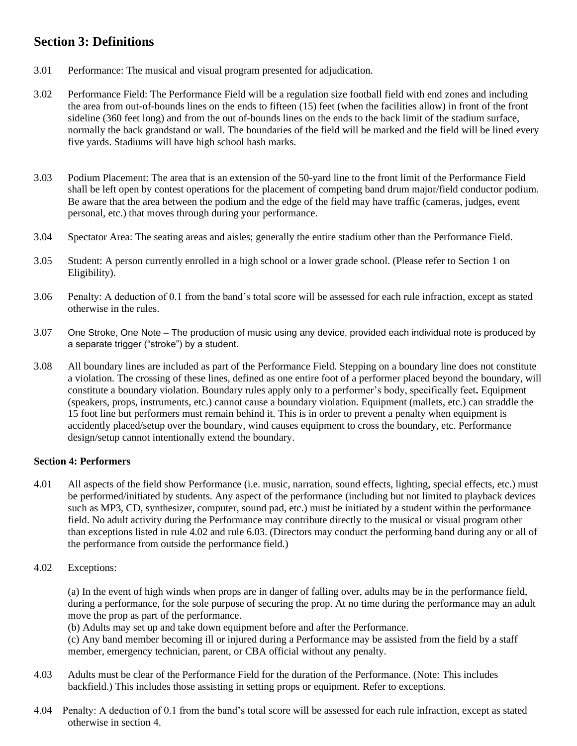## Section 3: Definitions

3.01 Performance: The musical and visual program presented for adjudication.

3.02 Performance Field: The Performance Field will be a regulation size football field with end zones and including the area from out-of-bounds lines on the ends to fifteen (15) feet (when the facilities allow) in front of the front sideline (360 feet long) and from the out of-bounds lines on the ends to the back limit of the stadium surface, normally the back grandstand or wall. The boundaries of the field will be marked and the field will be lined every five yards. Stadiums will have high school hash marks.

3.03 Podium Placement: The area that is an extension of the 50-yard line to the front limit of the Performance Field shall be left open by contest operations for the placement of competing band drum major/field conductor podium. Be aware that the area between the podium and the edge of the field may have traffic (cameras, judges, event personal, etc.) that moves through during your performance.

3.04 Spectator Area: The seating areas and aisles; generally the entire stadium other than the Performance Field.

3.05 Student: A person currently enrolled in a high school or a lower grade school. (Please refer to Section 1 on Eligibility).

3.06 Penalty: A deduction of 0.1 from the band's total score will be assessed for each rule infraction, except as stated otherwise in the rules.

3.07 One Stroke, One Note – The production of music using any device, provided each individual note is produced by a separate trigger ("stroke") by a student.

3.08 All boundary lines are included as part of the Performance Field. Stepping on a boundary line does not constitute a violation. The crossing of these lines, defined as one entire foot of a performer placed beyond the boundary, will constitute a boundary violation. Boundary rules apply only to a performer's body, specifically feet**.** Equipment (speakers, props, instruments, etc.) cannot cause a boundary violation. Equipment (mallets, etc.) can straddle the 15 foot line but performers must remain behind it. This is in order to prevent a penalty when equipment is accidently placed/setup over the boundary, wind causes equipment to cross the boundary, etc. Performance design/setup cannot intentionally extend the boundary.

### Section 4: Performers

4.01 All aspects of the field show Performance (i.e. music, narration, sound effects, lighting, special effects, etc.) must be performed/initiated by students. Any aspect of the performance (including but not limited to playback devices such as MP3, CD, synthesizer, computer, sound pad, etc.) must be initiated by a student within the performance field. No adult activity during the Performance may contribute directly to the musical or visual program other than exceptions listed in rule 4.02 and rule 6.03. (Directors may conduct the performing band during any or all of the performance from outside the performance field.)

4.02 Exceptions:

(a) In the event of high winds when props are in danger of falling over, adults may be in the performance field, during a performance, for the sole purpose of securing the prop. At no time during the performance may an adult move the prop as part of the performance.
(b) Adults may set up and take down equipment before and after the Performance.
(c) Any band member becoming ill or injured during a Performance may be assisted from the field by a staff member, emergency technician, parent, or CBA official without any penalty.

4.03 Adults must be clear of the Performance Field for the duration of the Performance. (Note: This includes backfield.) This includes those assisting in setting props or equipment. Refer to exceptions.

4.04 Penalty: A deduction of 0.1 from the band's total score will be assessed for each rule infraction, except as stated otherwise in section 4.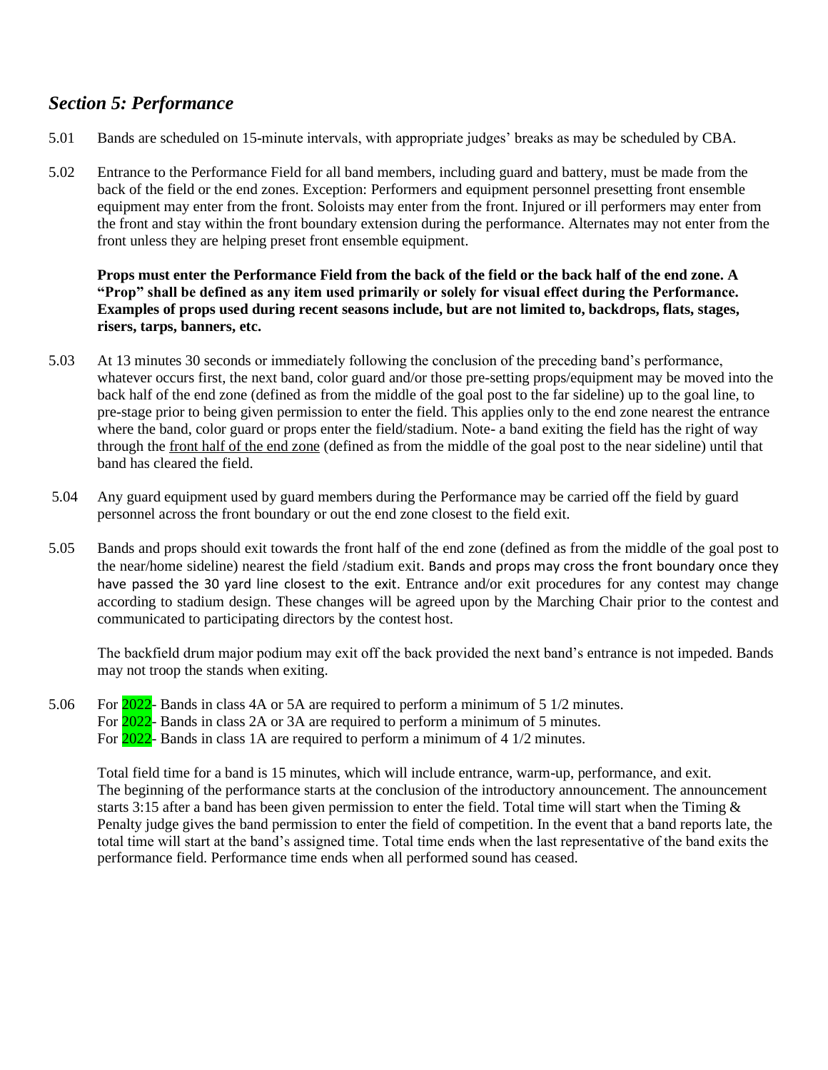## *Section 5: Performance*

5.01 Bands are scheduled on 15-minute intervals, with appropriate judges' breaks as may be scheduled by CBA.

5.02 Entrance to the Performance Field for all band members, including guard and battery, must be made from the back of the field or the end zones. Exception: Performers and equipment personnel presetting front ensemble equipment may enter from the front. Soloists may enter from the front. Injured or ill performers may enter from the front and stay within the front boundary extension during the performance. Alternates may not enter from the front unless they are helping preset front ensemble equipment.

**Props must enter the Performance Field from the back of the field or the back half of the end zone. A "Prop" shall be defined as any item used primarily or solely for visual effect during the Performance. Examples of props used during recent seasons include, but are not limited to, backdrops, flats, stages, risers, tarps, banners, etc.**

5.03 At 13 minutes 30 seconds or immediately following the conclusion of the preceding band's performance, whatever occurs first, the next band, color guard and/or those pre-setting props/equipment may be moved into the back half of the end zone (defined as from the middle of the goal post to the far sideline) up to the goal line, to pre-stage prior to being given permission to enter the field. This applies only to the end zone nearest the entrance where the band, color guard or props enter the field/stadium. Note- a band exiting the field has the right of way through the front half of the end zone (defined as from the middle of the goal post to the near sideline) until that band has cleared the field.

5.04 Any guard equipment used by guard members during the Performance may be carried off the field by guard personnel across the front boundary or out the end zone closest to the field exit.

5.05 Bands and props should exit towards the front half of the end zone (defined as from the middle of the goal post to the near/home sideline) nearest the field /stadium exit. Bands and props may cross the front boundary once they have passed the 30 yard line closest to the exit. Entrance and/or exit procedures for any contest may change according to stadium design. These changes will be agreed upon by the Marching Chair prior to the contest and communicated to participating directors by the contest host.

The backfield drum major podium may exit off the back provided the next band's entrance is not impeded. Bands may not troop the stands when exiting.

5.06 For 2022- Bands in class 4A or 5A are required to perform a minimum of 5 1/2 minutes.
For 2022- Bands in class 2A or 3A are required to perform a minimum of 5 minutes.
For 2022- Bands in class 1A are required to perform a minimum of 4 1/2 minutes.

Total field time for a band is 15 minutes, which will include entrance, warm-up, performance, and exit. The beginning of the performance starts at the conclusion of the introductory announcement. The announcement starts 3:15 after a band has been given permission to enter the field. Total time will start when the Timing & Penalty judge gives the band permission to enter the field of competition. In the event that a band reports late, the total time will start at the band's assigned time. Total time ends when the last representative of the band exits the performance field. Performance time ends when all performed sound has ceased.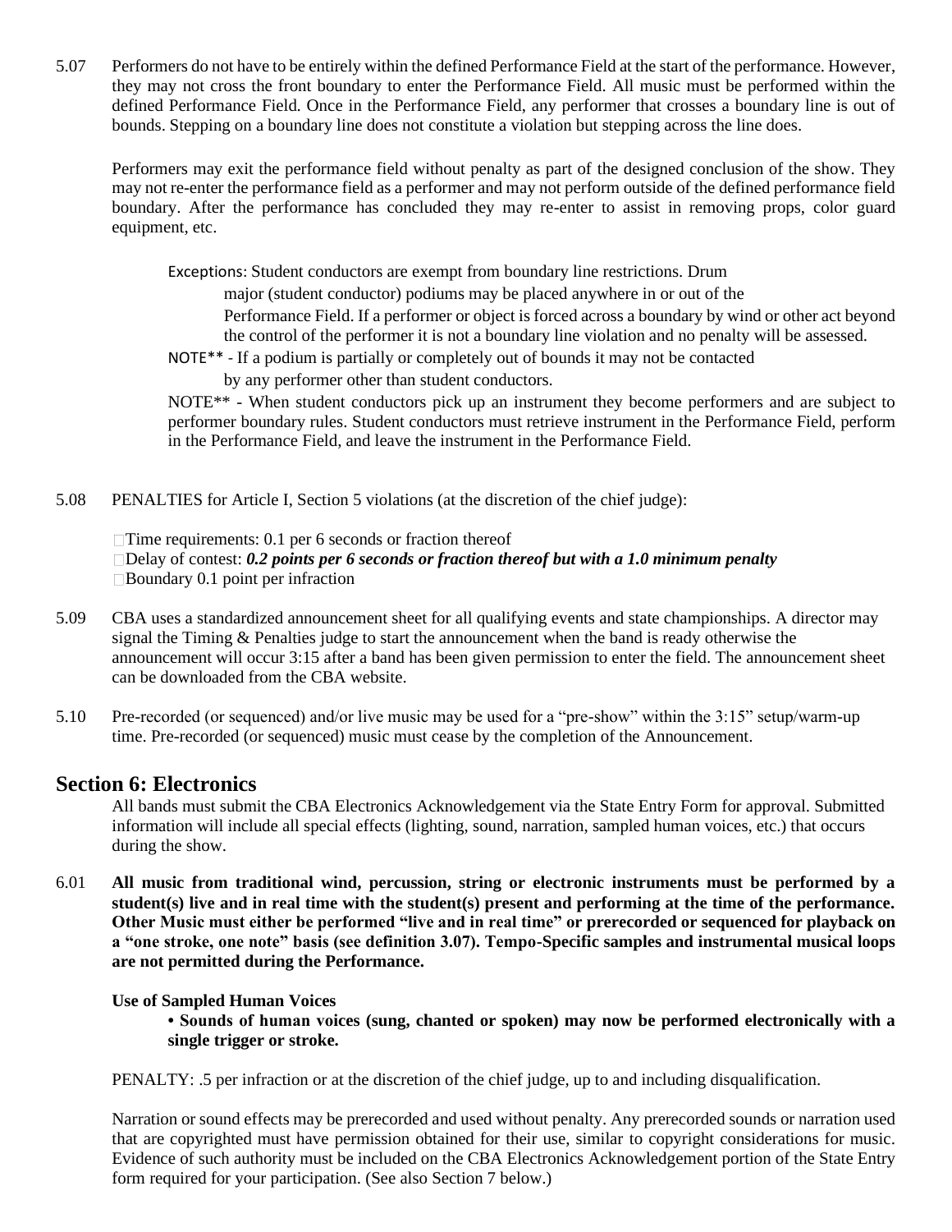5.07 Performers do not have to be entirely within the defined Performance Field at the start of the performance. However, they may not cross the front boundary to enter the Performance Field. All music must be performed within the defined Performance Field. Once in the Performance Field, any performer that crosses a boundary line is out of bounds. Stepping on a boundary line does not constitute a violation but stepping across the line does.

Performers may exit the performance field without penalty as part of the designed conclusion of the show. They may not re-enter the performance field as a performer and may not perform outside of the defined performance field boundary. After the performance has concluded they may re-enter to assist in removing props, color guard equipment, etc.

Exceptions: Student conductors are exempt from boundary line restrictions. Drum major (student conductor) podiums may be placed anywhere in or out of the Performance Field. If a performer or object is forced across a boundary by wind or other act beyond the control of the performer it is not a boundary line violation and no penalty will be assessed.

NOTE** - If a podium is partially or completely out of bounds it may not be contacted by any performer other than student conductors.

NOTE** - When student conductors pick up an instrument they become performers and are subject to performer boundary rules. Student conductors must retrieve instrument in the Performance Field, perform in the Performance Field, and leave the instrument in the Performance Field.

5.08 PENALTIES for Article I, Section 5 violations (at the discretion of the chief judge):

- Time requirements: 0.1 per 6 seconds or fraction thereof
- Delay of contest: ***0.2 points per 6 seconds or fraction thereof but with a 1.0 minimum penalty***
- Boundary 0.1 point per infraction

5.09 CBA uses a standardized announcement sheet for all qualifying events and state championships. A director may signal the Timing & Penalties judge to start the announcement when the band is ready otherwise the announcement will occur 3:15 after a band has been given permission to enter the field. The announcement sheet can be downloaded from the CBA website.

5.10 Pre-recorded (or sequenced) and/or live music may be used for a "pre-show" within the 3:15" setup/warm-up time. Pre-recorded (or sequenced) music must cease by the completion of the Announcement.

## Section 6: Electronics

All bands must submit the CBA Electronics Acknowledgement via the State Entry Form for approval. Submitted information will include all special effects (lighting, sound, narration, sampled human voices, etc.) that occurs during the show.

6.01 **All music from traditional wind, percussion, string or electronic instruments must be performed by a student(s) live and in real time with the student(s) present and performing at the time of the performance. Other Music must either be performed "live and in real time" or prerecorded or sequenced for playback on a "one stroke, one note" basis (see definition 3.07). Tempo-Specific samples and instrumental musical loops are not permitted during the Performance.**

**Use of Sampled Human Voices**

- **Sounds of human voices (sung, chanted or spoken) may now be performed electronically with a single trigger or stroke.**

PENALTY: .5 per infraction or at the discretion of the chief judge, up to and including disqualification.

Narration or sound effects may be prerecorded and used without penalty. Any prerecorded sounds or narration used that are copyrighted must have permission obtained for their use, similar to copyright considerations for music. Evidence of such authority must be included on the CBA Electronics Acknowledgement portion of the State Entry form required for your participation. (See also Section 7 below.)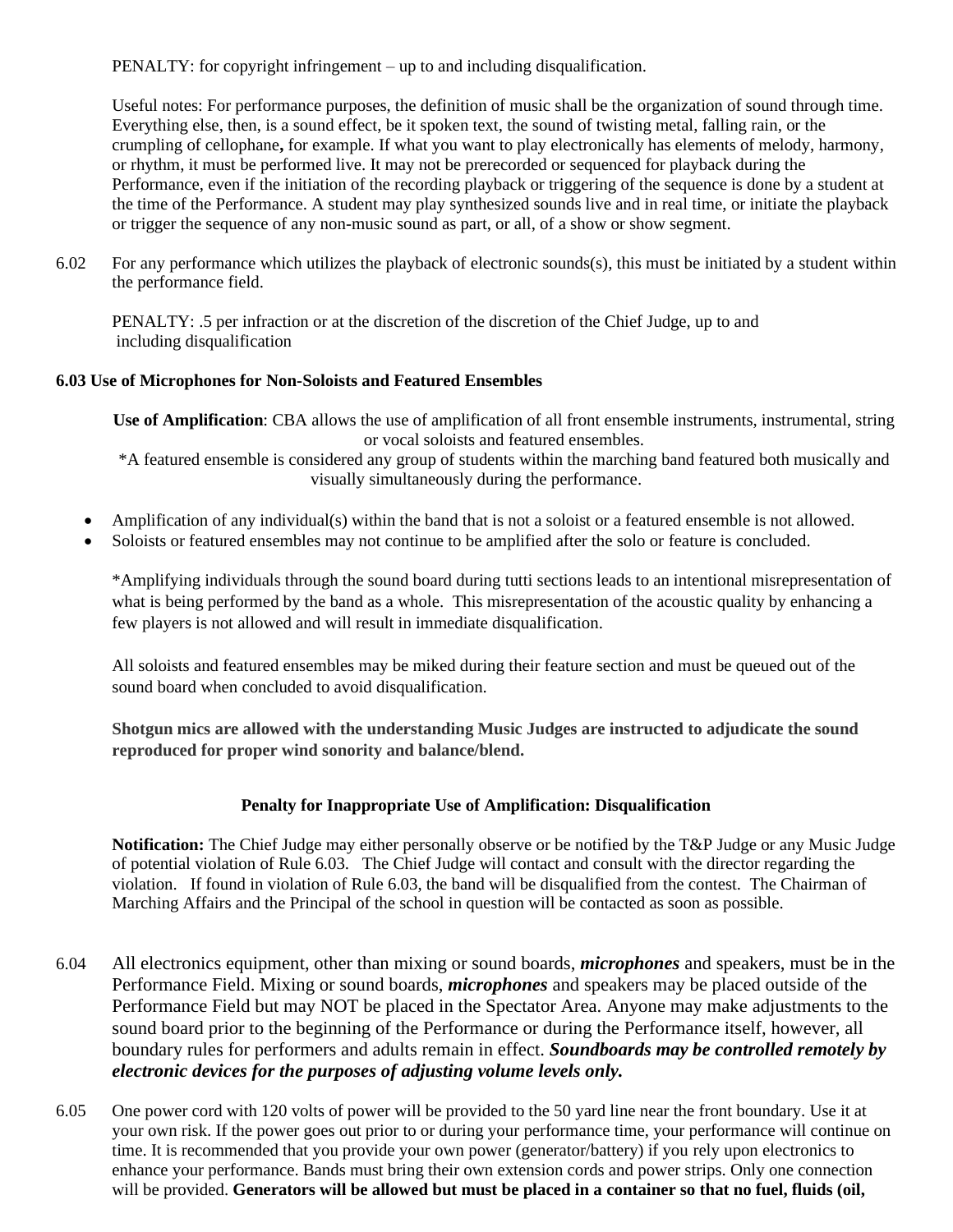PENALTY: for copyright infringement – up to and including disqualification.

Useful notes: For performance purposes, the definition of music shall be the organization of sound through time. Everything else, then, is a sound effect, be it spoken text, the sound of twisting metal, falling rain, or the crumpling of cellophane**,** for example. If what you want to play electronically has elements of melody, harmony, or rhythm, it must be performed live. It may not be prerecorded or sequenced for playback during the Performance, even if the initiation of the recording playback or triggering of the sequence is done by a student at the time of the Performance. A student may play synthesized sounds live and in real time, or initiate the playback or trigger the sequence of any non-music sound as part, or all, of a show or show segment.

6.02 For any performance which utilizes the playback of electronic sounds(s), this must be initiated by a student within the performance field.

PENALTY: .5 per infraction or at the discretion of the discretion of the Chief Judge, up to and including disqualification

**6.03 Use of Microphones for Non-Soloists and Featured Ensembles**

**Use of Amplification**: CBA allows the use of amplification of all front ensemble instruments, instrumental, string or vocal soloists and featured ensembles.
*A featured ensemble is considered any group of students within the marching band featured both musically and visually simultaneously during the performance.

- Amplification of any individual(s) within the band that is not a soloist or a featured ensemble is not allowed.
- Soloists or featured ensembles may not continue to be amplified after the solo or feature is concluded.

*Amplifying individuals through the sound board during tutti sections leads to an intentional misrepresentation of what is being performed by the band as a whole. This misrepresentation of the acoustic quality by enhancing a few players is not allowed and will result in immediate disqualification.

All soloists and featured ensembles may be miked during their feature section and must be queued out of the sound board when concluded to avoid disqualification.

**Shotgun mics are allowed with the understanding Music Judges are instructed to adjudicate the sound reproduced for proper wind sonority and balance/blend.**

**Penalty for Inappropriate Use of Amplification: Disqualification**

**Notification:** The Chief Judge may either personally observe or be notified by the T&P Judge or any Music Judge of potential violation of Rule 6.03. The Chief Judge will contact and consult with the director regarding the violation. If found in violation of Rule 6.03, the band will be disqualified from the contest. The Chairman of Marching Affairs and the Principal of the school in question will be contacted as soon as possible.

6.04 All electronics equipment, other than mixing or sound boards, ***microphones*** and speakers, must be in the Performance Field. Mixing or sound boards, ***microphones*** and speakers may be placed outside of the Performance Field but may NOT be placed in the Spectator Area. Anyone may make adjustments to the sound board prior to the beginning of the Performance or during the Performance itself, however, all boundary rules for performers and adults remain in effect. ***Soundboards may be controlled remotely by electronic devices for the purposes of adjusting volume levels only.***

6.05 One power cord with 120 volts of power will be provided to the 50 yard line near the front boundary. Use it at your own risk. If the power goes out prior to or during your performance time, your performance will continue on time. It is recommended that you provide your own power (generator/battery) if you rely upon electronics to enhance your performance. Bands must bring their own extension cords and power strips. Only one connection will be provided. **Generators will be allowed but must be placed in a container so that no fuel, fluids (oil,**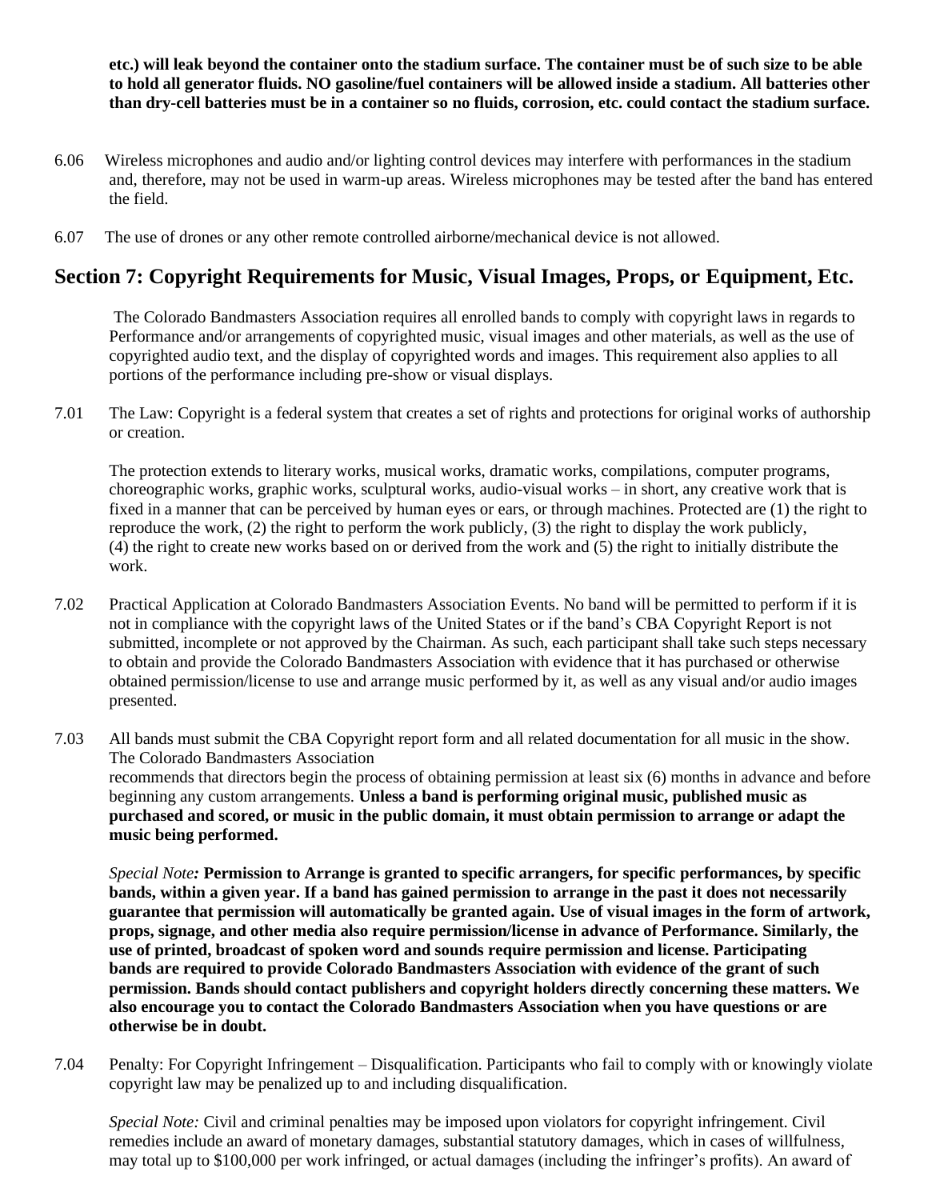**etc.) will leak beyond the container onto the stadium surface. The container must be of such size to be able to hold all generator fluids. NO gasoline/fuel containers will be allowed inside a stadium. All batteries other than dry-cell batteries must be in a container so no fluids, corrosion, etc. could contact the stadium surface.**

6.06 Wireless microphones and audio and/or lighting control devices may interfere with performances in the stadium and, therefore, may not be used in warm-up areas. Wireless microphones may be tested after the band has entered the field.

6.07 The use of drones or any other remote controlled airborne/mechanical device is not allowed.

## Section 7: Copyright Requirements for Music, Visual Images, Props, or Equipment, Etc.

The Colorado Bandmasters Association requires all enrolled bands to comply with copyright laws in regards to Performance and/or arrangements of copyrighted music, visual images and other materials, as well as the use of copyrighted audio text, and the display of copyrighted words and images. This requirement also applies to all portions of the performance including pre-show or visual displays.

7.01 The Law: Copyright is a federal system that creates a set of rights and protections for original works of authorship or creation.

The protection extends to literary works, musical works, dramatic works, compilations, computer programs, choreographic works, graphic works, sculptural works, audio-visual works – in short, any creative work that is fixed in a manner that can be perceived by human eyes or ears, or through machines. Protected are (1) the right to reproduce the work, (2) the right to perform the work publicly, (3) the right to display the work publicly, (4) the right to create new works based on or derived from the work and (5) the right to initially distribute the work.

7.02 Practical Application at Colorado Bandmasters Association Events. No band will be permitted to perform if it is not in compliance with the copyright laws of the United States or if the band's CBA Copyright Report is not submitted, incomplete or not approved by the Chairman. As such, each participant shall take such steps necessary to obtain and provide the Colorado Bandmasters Association with evidence that it has purchased or otherwise obtained permission/license to use and arrange music performed by it, as well as any visual and/or audio images presented.

7.03 All bands must submit the CBA Copyright report form and all related documentation for all music in the show. The Colorado Bandmasters Association recommends that directors begin the process of obtaining permission at least six (6) months in advance and before beginning any custom arrangements. **Unless a band is performing original music, published music as purchased and scored, or music in the public domain, it must obtain permission to arrange or adapt the music being performed.**

*Special Note:* **Permission to Arrange is granted to specific arrangers, for specific performances, by specific bands, within a given year. If a band has gained permission to arrange in the past it does not necessarily guarantee that permission will automatically be granted again. Use of visual images in the form of artwork, props, signage, and other media also require permission/license in advance of Performance. Similarly, the use of printed, broadcast of spoken word and sounds require permission and license. Participating bands are required to provide Colorado Bandmasters Association with evidence of the grant of such permission. Bands should contact publishers and copyright holders directly concerning these matters. We also encourage you to contact the Colorado Bandmasters Association when you have questions or are otherwise be in doubt.**

7.04 Penalty: For Copyright Infringement – Disqualification. Participants who fail to comply with or knowingly violate copyright law may be penalized up to and including disqualification.

*Special Note:* Civil and criminal penalties may be imposed upon violators for copyright infringement. Civil remedies include an award of monetary damages, substantial statutory damages, which in cases of willfulness, may total up to $100,000 per work infringed, or actual damages (including the infringer's profits). An award of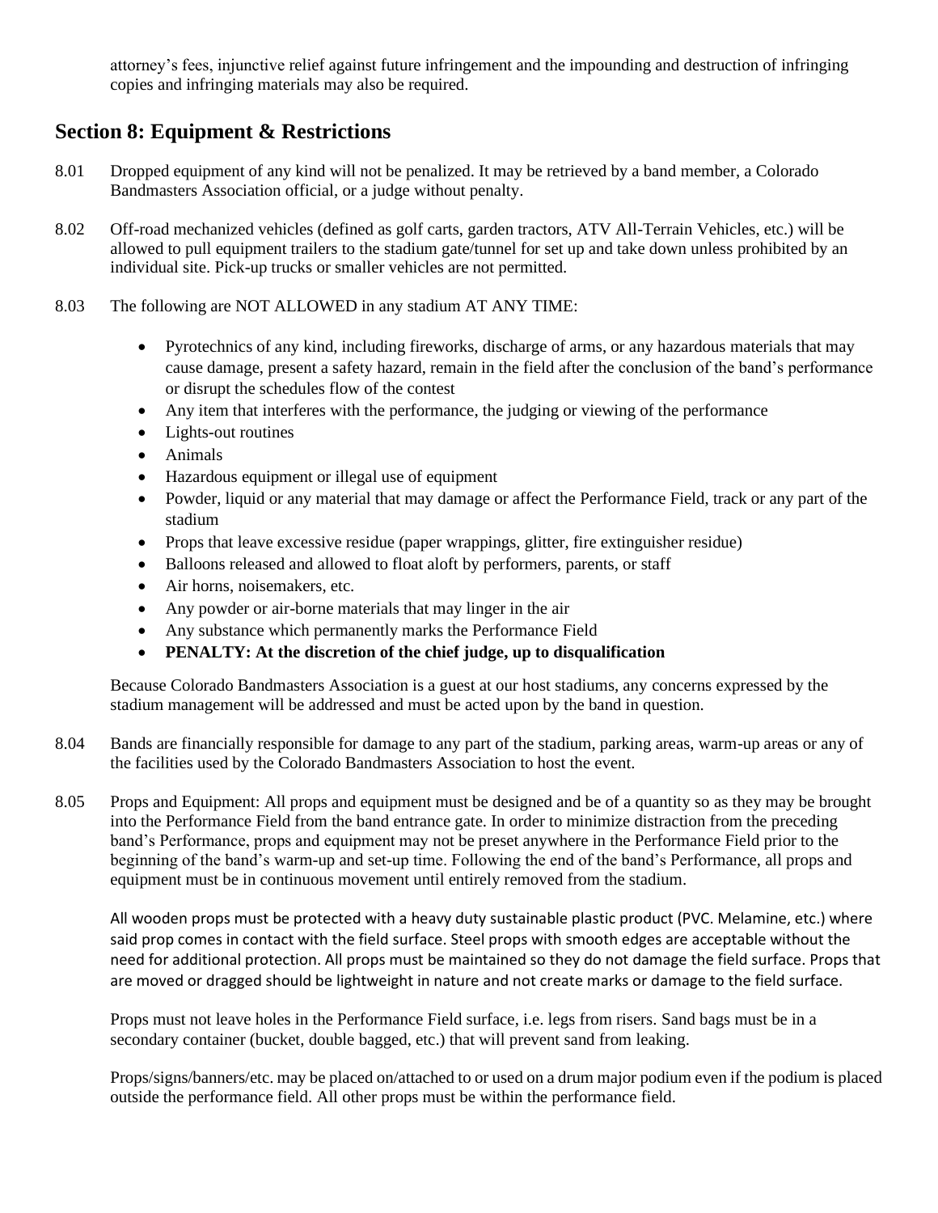attorney's fees, injunctive relief against future infringement and the impounding and destruction of infringing copies and infringing materials may also be required.

## Section 8: Equipment & Restrictions

8.01 Dropped equipment of any kind will not be penalized. It may be retrieved by a band member, a Colorado Bandmasters Association official, or a judge without penalty.

8.02 Off-road mechanized vehicles (defined as golf carts, garden tractors, ATV All-Terrain Vehicles, etc.) will be allowed to pull equipment trailers to the stadium gate/tunnel for set up and take down unless prohibited by an individual site. Pick-up trucks or smaller vehicles are not permitted.

8.03 The following are NOT ALLOWED in any stadium AT ANY TIME:

- Pyrotechnics of any kind, including fireworks, discharge of arms, or any hazardous materials that may cause damage, present a safety hazard, remain in the field after the conclusion of the band's performance or disrupt the schedules flow of the contest
- Any item that interferes with the performance, the judging or viewing of the performance
- Lights-out routines
- Animals
- Hazardous equipment or illegal use of equipment
- Powder, liquid or any material that may damage or affect the Performance Field, track or any part of the stadium
- Props that leave excessive residue (paper wrappings, glitter, fire extinguisher residue)
- Balloons released and allowed to float aloft by performers, parents, or staff
- Air horns, noisemakers, etc.
- Any powder or air-borne materials that may linger in the air
- Any substance which permanently marks the Performance Field
- **PENALTY: At the discretion of the chief judge, up to disqualification**

Because Colorado Bandmasters Association is a guest at our host stadiums, any concerns expressed by the stadium management will be addressed and must be acted upon by the band in question.

8.04 Bands are financially responsible for damage to any part of the stadium, parking areas, warm-up areas or any of the facilities used by the Colorado Bandmasters Association to host the event.

8.05 Props and Equipment: All props and equipment must be designed and be of a quantity so as they may be brought into the Performance Field from the band entrance gate. In order to minimize distraction from the preceding band's Performance, props and equipment may not be preset anywhere in the Performance Field prior to the beginning of the band's warm-up and set-up time. Following the end of the band's Performance, all props and equipment must be in continuous movement until entirely removed from the stadium.

All wooden props must be protected with a heavy duty sustainable plastic product (PVC. Melamine, etc.) where said prop comes in contact with the field surface. Steel props with smooth edges are acceptable without the need for additional protection. All props must be maintained so they do not damage the field surface. Props that are moved or dragged should be lightweight in nature and not create marks or damage to the field surface.

Props must not leave holes in the Performance Field surface, i.e. legs from risers. Sand bags must be in a secondary container (bucket, double bagged, etc.) that will prevent sand from leaking.

Props/signs/banners/etc. may be placed on/attached to or used on a drum major podium even if the podium is placed outside the performance field. All other props must be within the performance field.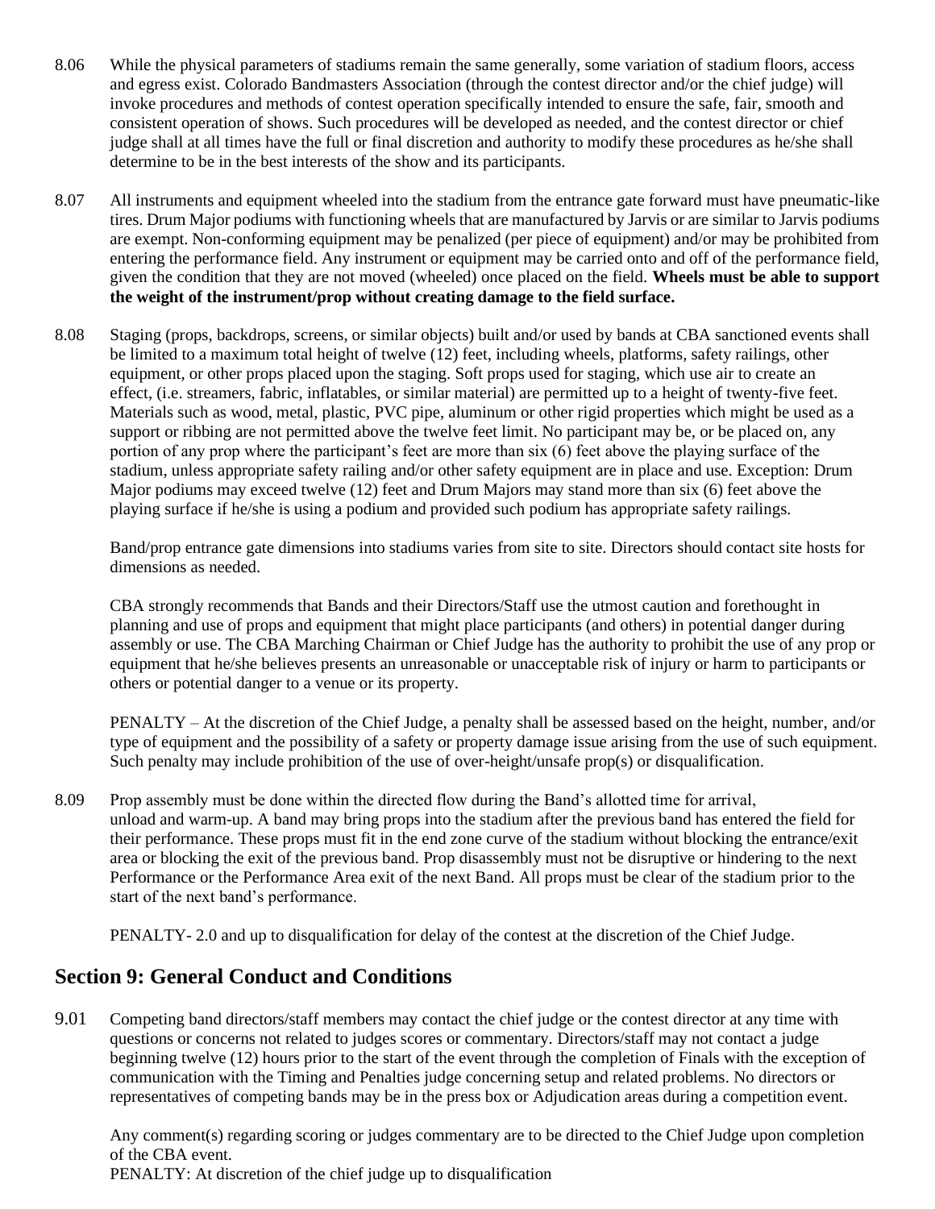8.06 While the physical parameters of stadiums remain the same generally, some variation of stadium floors, access and egress exist. Colorado Bandmasters Association (through the contest director and/or the chief judge) will invoke procedures and methods of contest operation specifically intended to ensure the safe, fair, smooth and consistent operation of shows. Such procedures will be developed as needed, and the contest director or chief judge shall at all times have the full or final discretion and authority to modify these procedures as he/she shall determine to be in the best interests of the show and its participants.

8.07 All instruments and equipment wheeled into the stadium from the entrance gate forward must have pneumatic-like tires. Drum Major podiums with functioning wheels that are manufactured by Jarvis or are similar to Jarvis podiums are exempt. Non-conforming equipment may be penalized (per piece of equipment) and/or may be prohibited from entering the performance field. Any instrument or equipment may be carried onto and off of the performance field, given the condition that they are not moved (wheeled) once placed on the field. **Wheels must be able to support the weight of the instrument/prop without creating damage to the field surface.**

8.08 Staging (props, backdrops, screens, or similar objects) built and/or used by bands at CBA sanctioned events shall be limited to a maximum total height of twelve (12) feet, including wheels, platforms, safety railings, other equipment, or other props placed upon the staging. Soft props used for staging, which use air to create an effect, (i.e. streamers, fabric, inflatables, or similar material) are permitted up to a height of twenty-five feet. Materials such as wood, metal, plastic, PVC pipe, aluminum or other rigid properties which might be used as a support or ribbing are not permitted above the twelve feet limit. No participant may be, or be placed on, any portion of any prop where the participant's feet are more than six (6) feet above the playing surface of the stadium, unless appropriate safety railing and/or other safety equipment are in place and use. Exception: Drum Major podiums may exceed twelve (12) feet and Drum Majors may stand more than six (6) feet above the playing surface if he/she is using a podium and provided such podium has appropriate safety railings.

Band/prop entrance gate dimensions into stadiums varies from site to site. Directors should contact site hosts for dimensions as needed.

CBA strongly recommends that Bands and their Directors/Staff use the utmost caution and forethought in planning and use of props and equipment that might place participants (and others) in potential danger during assembly or use. The CBA Marching Chairman or Chief Judge has the authority to prohibit the use of any prop or equipment that he/she believes presents an unreasonable or unacceptable risk of injury or harm to participants or others or potential danger to a venue or its property.

PENALTY – At the discretion of the Chief Judge, a penalty shall be assessed based on the height, number, and/or type of equipment and the possibility of a safety or property damage issue arising from the use of such equipment. Such penalty may include prohibition of the use of over-height/unsafe prop(s) or disqualification.

8.09 Prop assembly must be done within the directed flow during the Band's allotted time for arrival, unload and warm-up. A band may bring props into the stadium after the previous band has entered the field for their performance. These props must fit in the end zone curve of the stadium without blocking the entrance/exit area or blocking the exit of the previous band. Prop disassembly must not be disruptive or hindering to the next Performance or the Performance Area exit of the next Band. All props must be clear of the stadium prior to the start of the next band's performance.

PENALTY- 2.0 and up to disqualification for delay of the contest at the discretion of the Chief Judge.

## Section 9: General Conduct and Conditions

9.01 Competing band directors/staff members may contact the chief judge or the contest director at any time with questions or concerns not related to judges scores or commentary. Directors/staff may not contact a judge beginning twelve (12) hours prior to the start of the event through the completion of Finals with the exception of communication with the Timing and Penalties judge concerning setup and related problems. No directors or representatives of competing bands may be in the press box or Adjudication areas during a competition event.

Any comment(s) regarding scoring or judges commentary are to be directed to the Chief Judge upon completion of the CBA event.
PENALTY: At discretion of the chief judge up to disqualification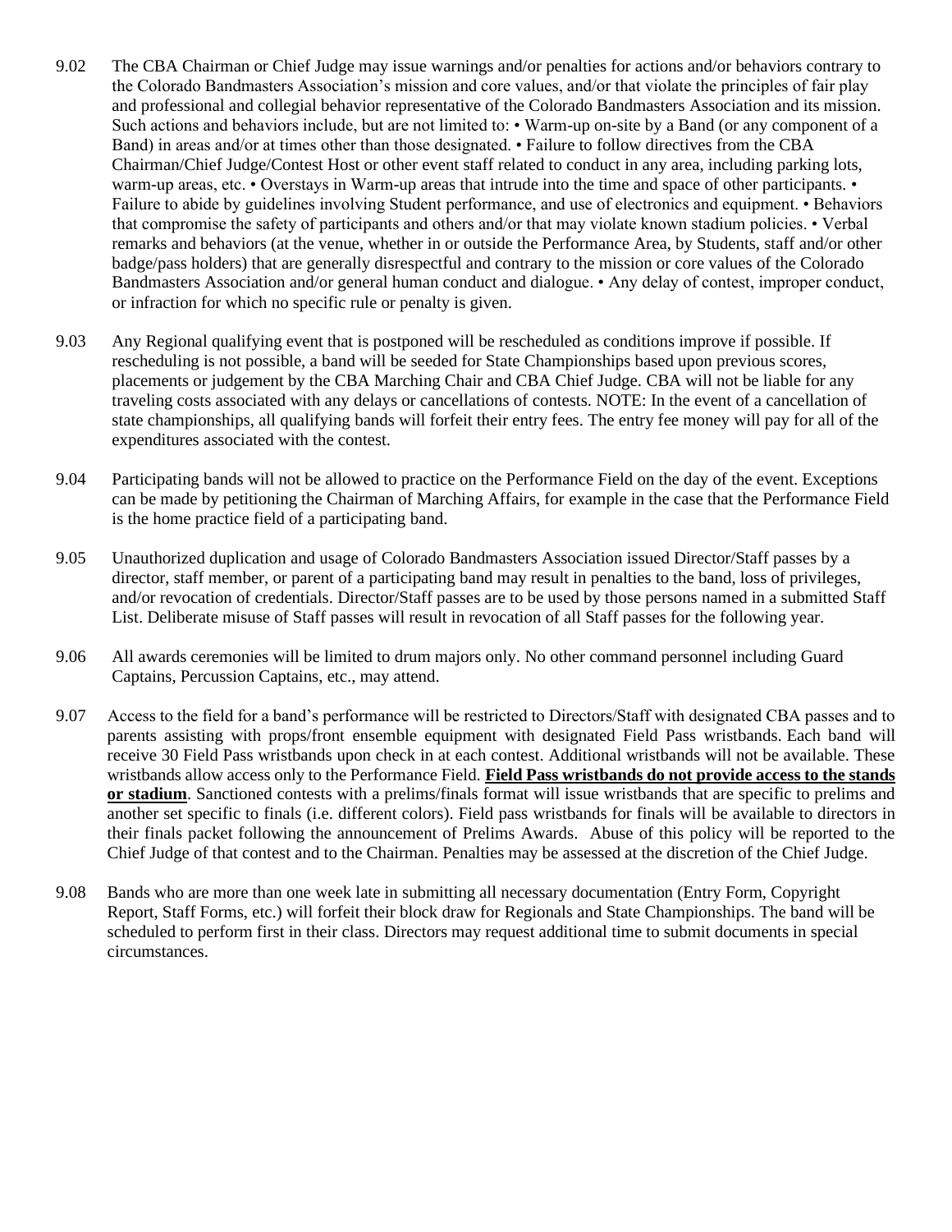9.02 The CBA Chairman or Chief Judge may issue warnings and/or penalties for actions and/or behaviors contrary to the Colorado Bandmasters Association's mission and core values, and/or that violate the principles of fair play and professional and collegial behavior representative of the Colorado Bandmasters Association and its mission. Such actions and behaviors include, but are not limited to: • Warm-up on-site by a Band (or any component of a Band) in areas and/or at times other than those designated. • Failure to follow directives from the CBA Chairman/Chief Judge/Contest Host or other event staff related to conduct in any area, including parking lots, warm-up areas, etc. • Overstays in Warm-up areas that intrude into the time and space of other participants. • Failure to abide by guidelines involving Student performance, and use of electronics and equipment. • Behaviors that compromise the safety of participants and others and/or that may violate known stadium policies. • Verbal remarks and behaviors (at the venue, whether in or outside the Performance Area, by Students, staff and/or other badge/pass holders) that are generally disrespectful and contrary to the mission or core values of the Colorado Bandmasters Association and/or general human conduct and dialogue. • Any delay of contest, improper conduct, or infraction for which no specific rule or penalty is given.

9.03 Any Regional qualifying event that is postponed will be rescheduled as conditions improve if possible. If rescheduling is not possible, a band will be seeded for State Championships based upon previous scores, placements or judgement by the CBA Marching Chair and CBA Chief Judge. CBA will not be liable for any traveling costs associated with any delays or cancellations of contests. NOTE: In the event of a cancellation of state championships, all qualifying bands will forfeit their entry fees. The entry fee money will pay for all of the expenditures associated with the contest.

9.04 Participating bands will not be allowed to practice on the Performance Field on the day of the event. Exceptions can be made by petitioning the Chairman of Marching Affairs, for example in the case that the Performance Field is the home practice field of a participating band.

9.05 Unauthorized duplication and usage of Colorado Bandmasters Association issued Director/Staff passes by a director, staff member, or parent of a participating band may result in penalties to the band, loss of privileges, and/or revocation of credentials. Director/Staff passes are to be used by those persons named in a submitted Staff List. Deliberate misuse of Staff passes will result in revocation of all Staff passes for the following year.

9.06 All awards ceremonies will be limited to drum majors only. No other command personnel including Guard Captains, Percussion Captains, etc., may attend.

9.07 Access to the field for a band's performance will be restricted to Directors/Staff with designated CBA passes and to parents assisting with props/front ensemble equipment with designated Field Pass wristbands. Each band will receive 30 Field Pass wristbands upon check in at each contest. Additional wristbands will not be available. These wristbands allow access only to the Performance Field. **Field Pass wristbands do not provide access to the stands or stadium**. Sanctioned contests with a prelims/finals format will issue wristbands that are specific to prelims and another set specific to finals (i.e. different colors). Field pass wristbands for finals will be available to directors in their finals packet following the announcement of Prelims Awards. Abuse of this policy will be reported to the Chief Judge of that contest and to the Chairman. Penalties may be assessed at the discretion of the Chief Judge.

9.08 Bands who are more than one week late in submitting all necessary documentation (Entry Form, Copyright Report, Staff Forms, etc.) will forfeit their block draw for Regionals and State Championships. The band will be scheduled to perform first in their class. Directors may request additional time to submit documents in special circumstances.